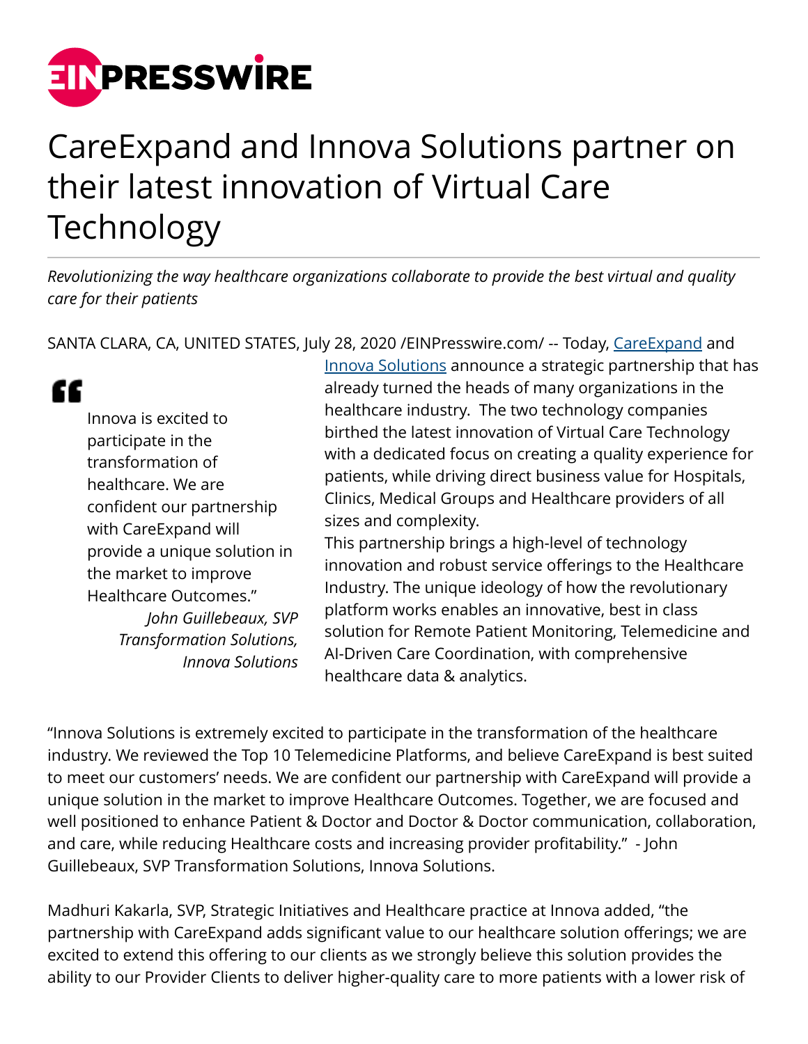# CareExpand and Innova Solutions partner on their latest innovation of Virtual Care Technology

*Revolutionizing the way healthcare organizations collaborate to provide the best virtual and quality care for their patients*

SANTA CLARA, CA, UNITED STATES, July 28, 2020 /EINPresswire.com/ -- Today, CareExpand and Innova Solutions announce a strategic partnership that has already turned the heads of many organizations in the healthcare industry. The two technology companies birthed the latest innovation of Virtual Care Technology with a dedicated focus on creating a quality experience for patients, while driving direct business value for Hospitals, Clinics, Medical Groups and Healthcare providers of all sizes and complexity.

> Innova is excited to participate in the transformation of healthcare. We are confident our partnership with CareExpand will provide a unique solution in the market to improve Healthcare Outcomes."
>
> *John Guillebeaux, SVP Transformation Solutions, Innova Solutions*

This partnership brings a high-level of technology innovation and robust service offerings to the Healthcare Industry. The unique ideology of how the revolutionary platform works enables an innovative, best in class solution for Remote Patient Monitoring, Telemedicine and AI-Driven Care Coordination, with comprehensive healthcare data & analytics.

"Innova Solutions is extremely excited to participate in the transformation of the healthcare industry. We reviewed the Top 10 Telemedicine Platforms, and believe CareExpand is best suited to meet our customers' needs. We are confident our partnership with CareExpand will provide a unique solution in the market to improve Healthcare Outcomes. Together, we are focused and well positioned to enhance Patient & Doctor and Doctor & Doctor communication, collaboration, and care, while reducing Healthcare costs and increasing provider profitability." - John Guillebeaux, SVP Transformation Solutions, Innova Solutions.

Madhuri Kakarla, SVP, Strategic Initiatives and Healthcare practice at Innova added, "the partnership with CareExpand adds significant value to our healthcare solution offerings; we are excited to extend this offering to our clients as we strongly believe this solution provides the ability to our Provider Clients to deliver higher-quality care to more patients with a lower risk of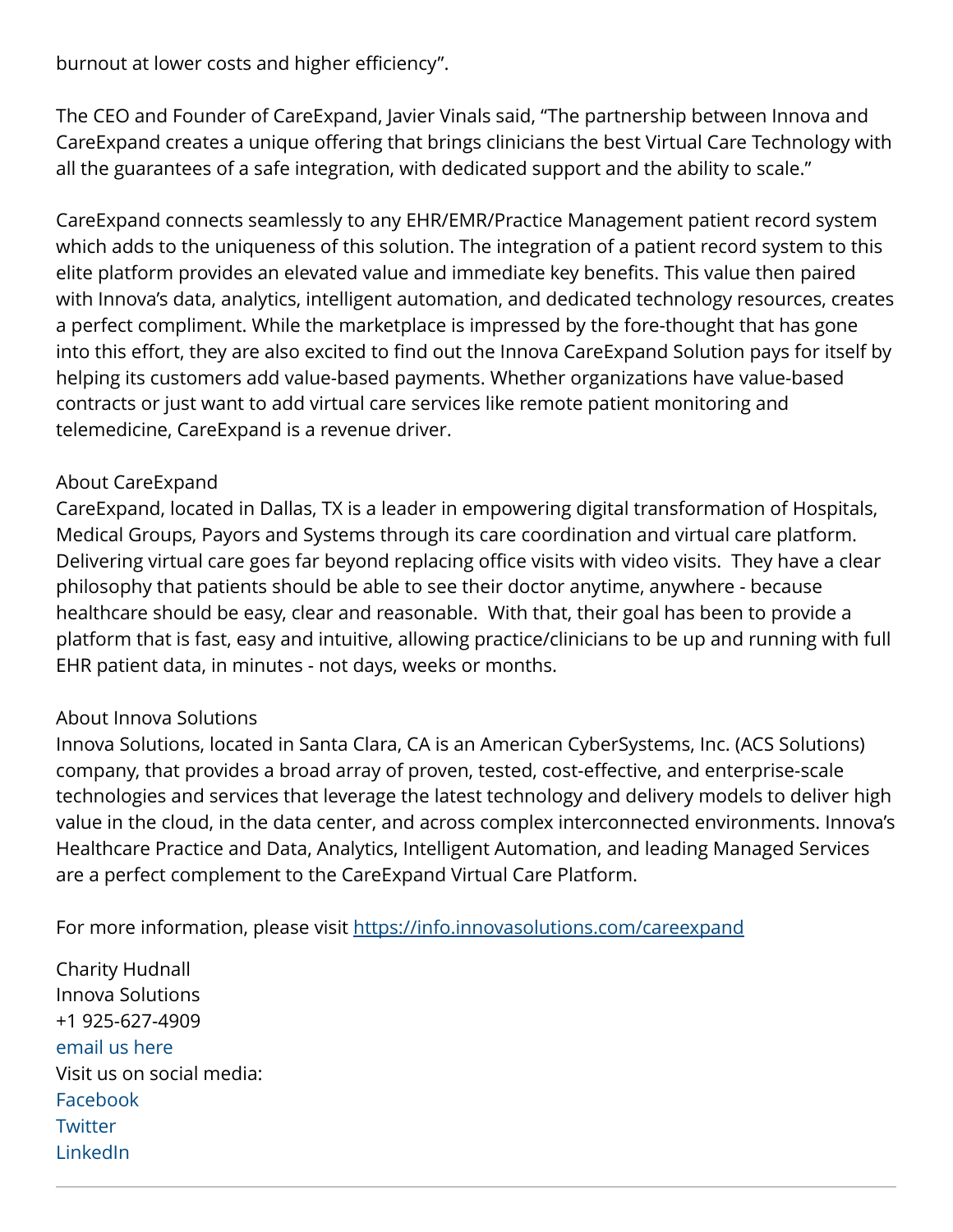burnout at lower costs and higher efficiency".

The CEO and Founder of CareExpand, Javier Vinals said, "The partnership between Innova and CareExpand creates a unique offering that brings clinicians the best Virtual Care Technology with all the guarantees of a safe integration, with dedicated support and the ability to scale."

CareExpand connects seamlessly to any EHR/EMR/Practice Management patient record system which adds to the uniqueness of this solution. The integration of a patient record system to this elite platform provides an elevated value and immediate key benefits. This value then paired with Innova's data, analytics, intelligent automation, and dedicated technology resources, creates a perfect compliment. While the marketplace is impressed by the fore-thought that has gone into this effort, they are also excited to find out the Innova CareExpand Solution pays for itself by helping its customers add value-based payments. Whether organizations have value-based contracts or just want to add virtual care services like remote patient monitoring and telemedicine, CareExpand is a revenue driver.

About CareExpand
CareExpand, located in Dallas, TX is a leader in empowering digital transformation of Hospitals, Medical Groups, Payors and Systems through its care coordination and virtual care platform. Delivering virtual care goes far beyond replacing office visits with video visits. They have a clear philosophy that patients should be able to see their doctor anytime, anywhere - because healthcare should be easy, clear and reasonable. With that, their goal has been to provide a platform that is fast, easy and intuitive, allowing practice/clinicians to be up and running with full EHR patient data, in minutes - not days, weeks or months.

About Innova Solutions
Innova Solutions, located in Santa Clara, CA is an American CyberSystems, Inc. (ACS Solutions) company, that provides a broad array of proven, tested, cost-effective, and enterprise-scale technologies and services that leverage the latest technology and delivery models to deliver high value in the cloud, in the data center, and across complex interconnected environments. Innova's Healthcare Practice and Data, Analytics, Intelligent Automation, and leading Managed Services are a perfect complement to the CareExpand Virtual Care Platform.

For more information, please visit https://info.innovasolutions.com/careexpand

Charity Hudnall
Innova Solutions
+1 925-627-4909
email us here
Visit us on social media:
Facebook
Twitter
LinkedIn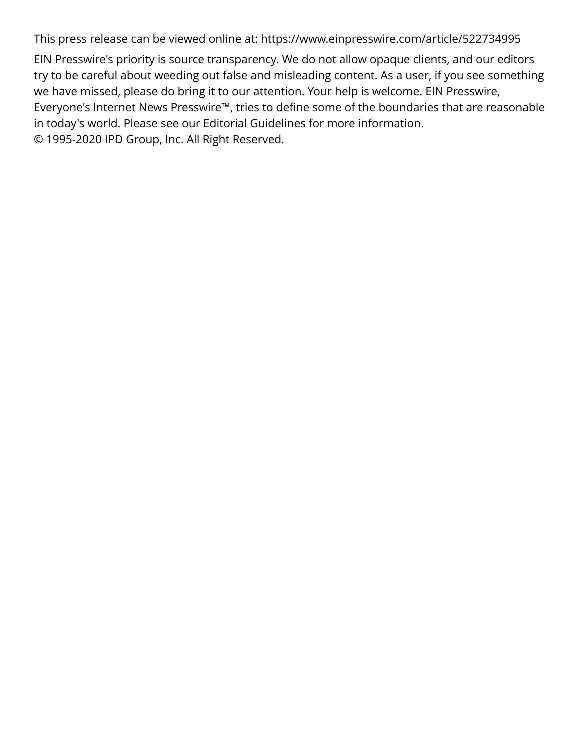This press release can be viewed online at: https://www.einpresswire.com/article/522734995

EIN Presswire's priority is source transparency. We do not allow opaque clients, and our editors try to be careful about weeding out false and misleading content. As a user, if you see something we have missed, please do bring it to our attention. Your help is welcome. EIN Presswire, Everyone's Internet News Presswire™, tries to define some of the boundaries that are reasonable in today's world. Please see our Editorial Guidelines for more information.
© 1995-2020 IPD Group, Inc. All Right Reserved.